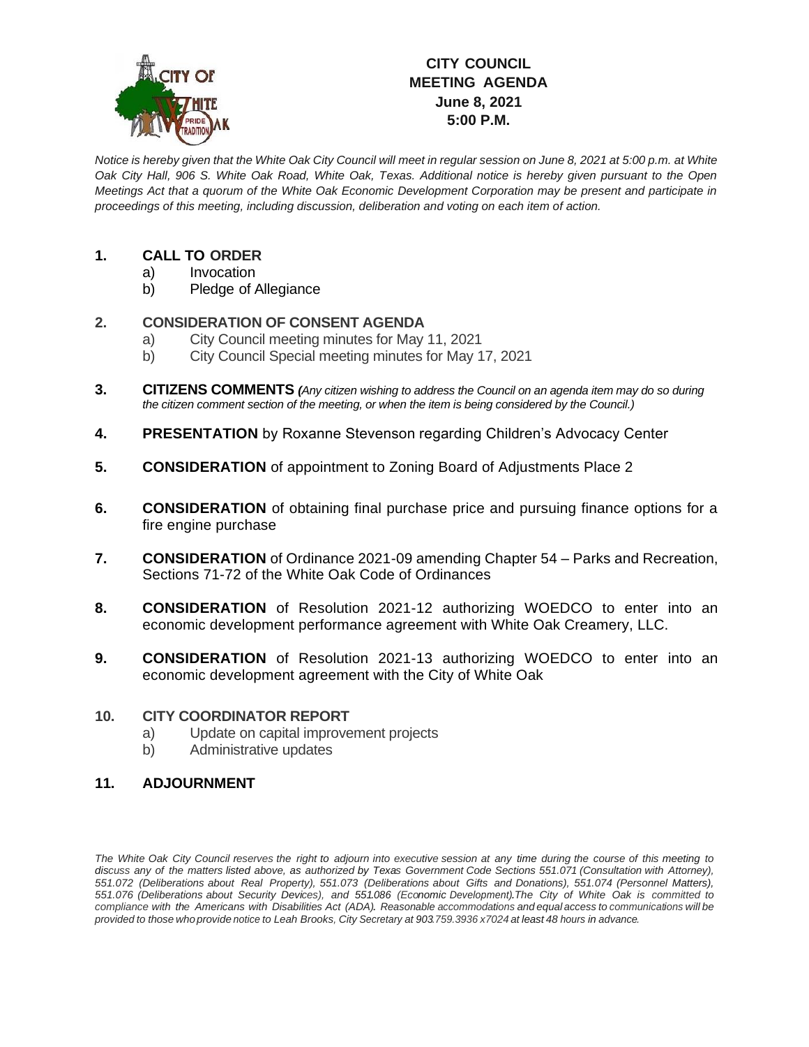# CITY COUNCIL MEETING AGENDA

**June 8, 2021**
**5:00 P.M.**

*Notice is hereby given that the White Oak City Council will meet in regular session on June 8, 2021 at 5:00 p.m. at White Oak City Hall, 906 S. White Oak Road, White Oak, Texas. Additional notice is hereby given pursuant to the Open Meetings Act that a quorum of the White Oak Economic Development Corporation may be present and participate in proceedings of this meeting, including discussion, deliberation and voting on each item of action.*

1. **CALL TO ORDER**
   a) Invocation
   b) Pledge of Allegiance

2. **CONSIDERATION OF CONSENT AGENDA**
   a) City Council meeting minutes for May 11, 2021
   b) City Council Special meeting minutes for May 17, 2021

3. **CITIZENS COMMENTS** *(Any citizen wishing to address the Council on an agenda item may do so during the citizen comment section of the meeting, or when the item is being considered by the Council.)*

4. **PRESENTATION** by Roxanne Stevenson regarding Children's Advocacy Center

5. **CONSIDERATION** of appointment to Zoning Board of Adjustments Place 2

6. **CONSIDERATION** of obtaining final purchase price and pursuing finance options for a fire engine purchase

7. **CONSIDERATION** of Ordinance 2021-09 amending Chapter 54 – Parks and Recreation, Sections 71-72 of the White Oak Code of Ordinances

8. **CONSIDERATION** of Resolution 2021-12 authorizing WOEDCO to enter into an economic development performance agreement with White Oak Creamery, LLC.

9. **CONSIDERATION** of Resolution 2021-13 authorizing WOEDCO to enter into an economic development agreement with the City of White Oak

10. **CITY COORDINATOR REPORT**
    a) Update on capital improvement projects
    b) Administrative updates

11. **ADJOURNMENT**

*The White Oak City Council reserves the right to adjourn into executive session at any time during the course of this meeting to discuss any of the matters listed above, as authorized by Texas Government Code Sections 551.071 (Consultation with Attorney), 551.072 (Deliberations about Real Property), 551.073 (Deliberations about Gifts and Donations), 551.074 (Personnel Matters), 551.076 (Deliberations about Security Devices), and 551.086 (Economic Development).The City of White Oak is committed to compliance with the Americans with Disabilities Act (ADA). Reasonable accommodations and equal access to communications will be provided to those who provide notice to Leah Brooks, City Secretary at 903.759.3936 x7024 at least 48 hours in advance.*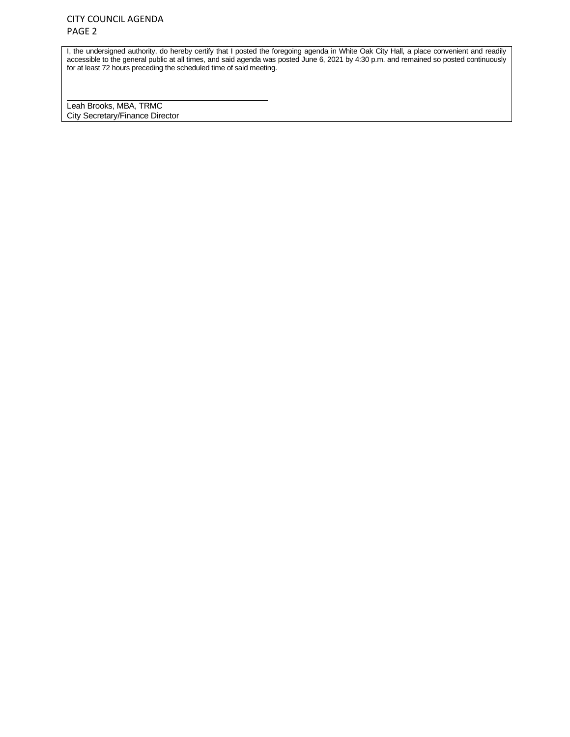I, the undersigned authority, do hereby certify that I posted the foregoing agenda in White Oak City Hall, a place convenient and readily accessible to the general public at all times, and said agenda was posted June 6, 2021 by 4:30 p.m. and remained so posted continuously for at least 72 hours preceding the scheduled time of said meeting.

\_\_\_\_\_\_\_\_\_\_\_\_\_\_\_\_\_\_\_\_\_\_\_\_\_\_\_\_\_\_\_\_\_\_\_\_\_\_\_\_

Leah Brooks, MBA, TRMC
City Secretary/Finance Director